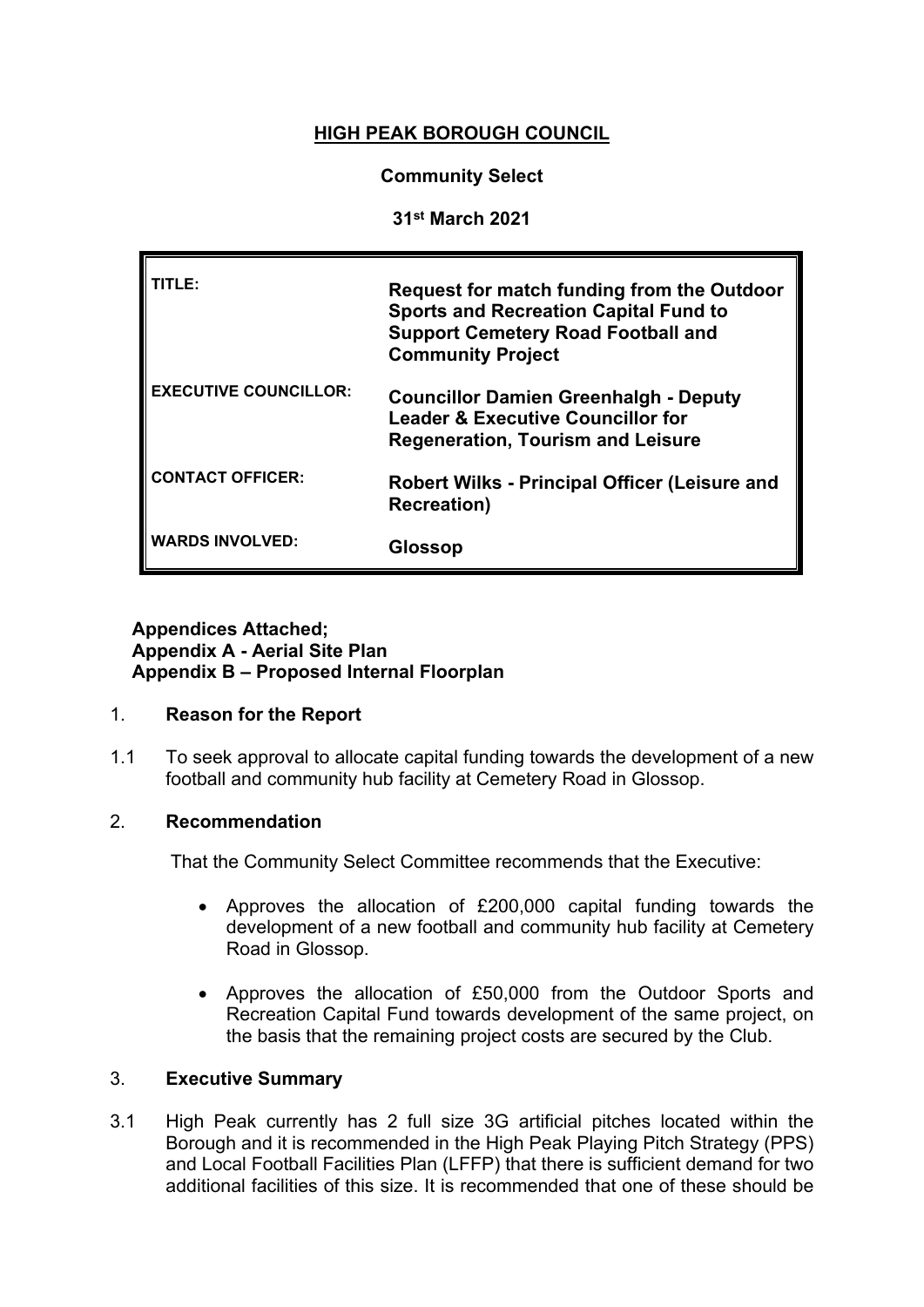**HIGH PEAK BOROUGH COUNCIL**

**Community Select**

**31st March 2021**

| | |
|---|---|
| **TITLE:** | **Request for match funding from the Outdoor Sports and Recreation Capital Fund to Support Cemetery Road Football and Community Project** |
| **EXECUTIVE COUNCILLOR:** | **Councillor Damien Greenhalgh - Deputy Leader & Executive Councillor for Regeneration, Tourism and Leisure** |
| **CONTACT OFFICER:** | **Robert Wilks - Principal Officer (Leisure and Recreation)** |
| **WARDS INVOLVED:** | **Glossop** |

**Appendices Attached;**
**Appendix A - Aerial Site Plan**
**Appendix B – Proposed Internal Floorplan**

## 1. Reason for the Report

1.1 To seek approval to allocate capital funding towards the development of a new football and community hub facility at Cemetery Road in Glossop.

## 2. Recommendation

That the Community Select Committee recommends that the Executive:

- Approves the allocation of £200,000 capital funding towards the development of a new football and community hub facility at Cemetery Road in Glossop.
- Approves the allocation of £50,000 from the Outdoor Sports and Recreation Capital Fund towards development of the same project, on the basis that the remaining project costs are secured by the Club.

## 3. Executive Summary

3.1 High Peak currently has 2 full size 3G artificial pitches located within the Borough and it is recommended in the High Peak Playing Pitch Strategy (PPS) and Local Football Facilities Plan (LFFP) that there is sufficient demand for two additional facilities of this size. It is recommended that one of these should be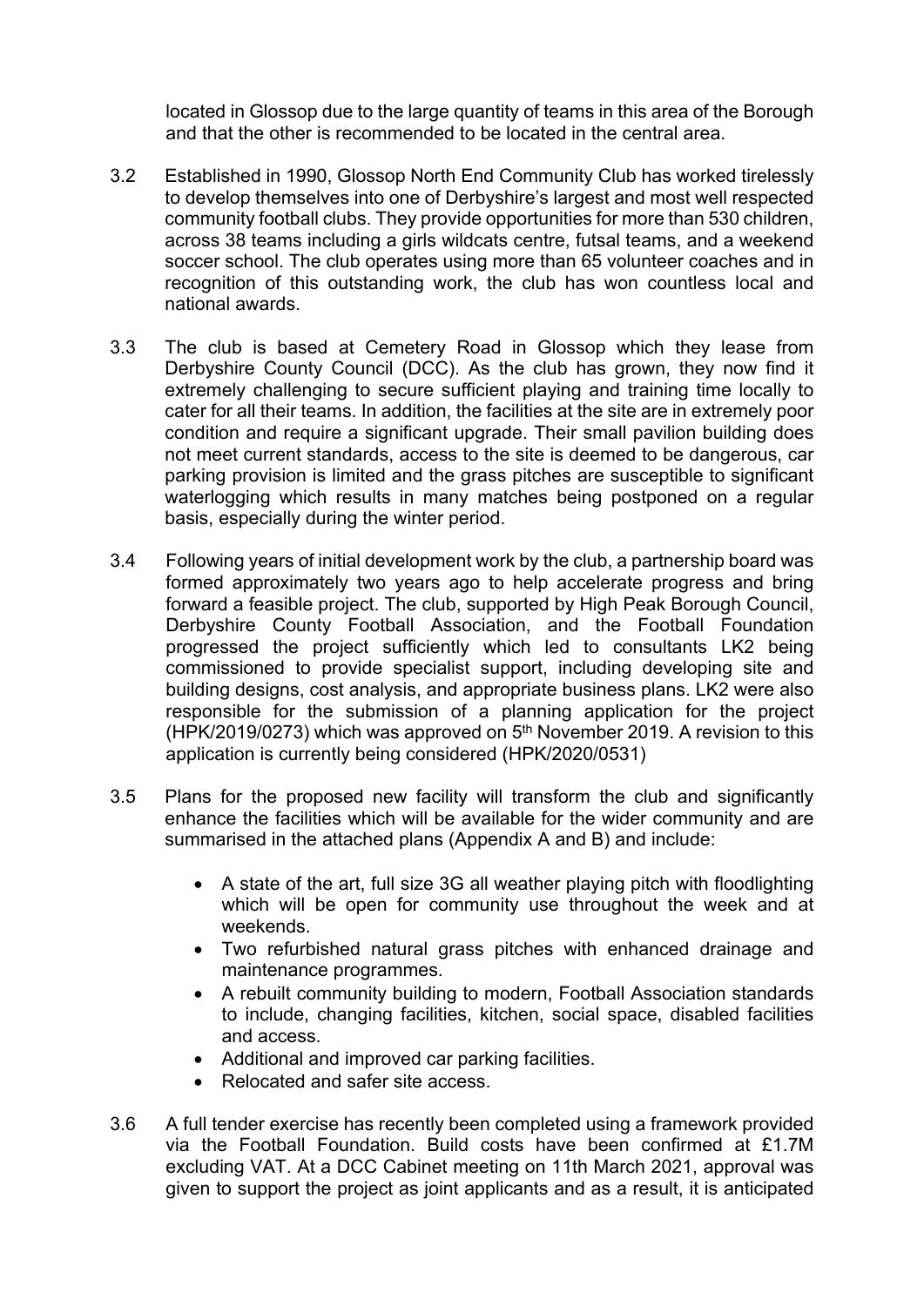located in Glossop due to the large quantity of teams in this area of the Borough and that the other is recommended to be located in the central area.

3.2 Established in 1990, Glossop North End Community Club has worked tirelessly to develop themselves into one of Derbyshire's largest and most well respected community football clubs. They provide opportunities for more than 530 children, across 38 teams including a girls wildcats centre, futsal teams, and a weekend soccer school. The club operates using more than 65 volunteer coaches and in recognition of this outstanding work, the club has won countless local and national awards.

3.3 The club is based at Cemetery Road in Glossop which they lease from Derbyshire County Council (DCC). As the club has grown, they now find it extremely challenging to secure sufficient playing and training time locally to cater for all their teams. In addition, the facilities at the site are in extremely poor condition and require a significant upgrade. Their small pavilion building does not meet current standards, access to the site is deemed to be dangerous, car parking provision is limited and the grass pitches are susceptible to significant waterlogging which results in many matches being postponed on a regular basis, especially during the winter period.

3.4 Following years of initial development work by the club, a partnership board was formed approximately two years ago to help accelerate progress and bring forward a feasible project. The club, supported by High Peak Borough Council, Derbyshire County Football Association, and the Football Foundation progressed the project sufficiently which led to consultants LK2 being commissioned to provide specialist support, including developing site and building designs, cost analysis, and appropriate business plans. LK2 were also responsible for the submission of a planning application for the project (HPK/2019/0273) which was approved on 5th November 2019. A revision to this application is currently being considered (HPK/2020/0531)

3.5 Plans for the proposed new facility will transform the club and significantly enhance the facilities which will be available for the wider community and are summarised in the attached plans (Appendix A and B) and include:

- A state of the art, full size 3G all weather playing pitch with floodlighting which will be open for community use throughout the week and at weekends.
- Two refurbished natural grass pitches with enhanced drainage and maintenance programmes.
- A rebuilt community building to modern, Football Association standards to include, changing facilities, kitchen, social space, disabled facilities and access.
- Additional and improved car parking facilities.
- Relocated and safer site access.

3.6 A full tender exercise has recently been completed using a framework provided via the Football Foundation. Build costs have been confirmed at £1.7M excluding VAT. At a DCC Cabinet meeting on 11th March 2021, approval was given to support the project as joint applicants and as a result, it is anticipated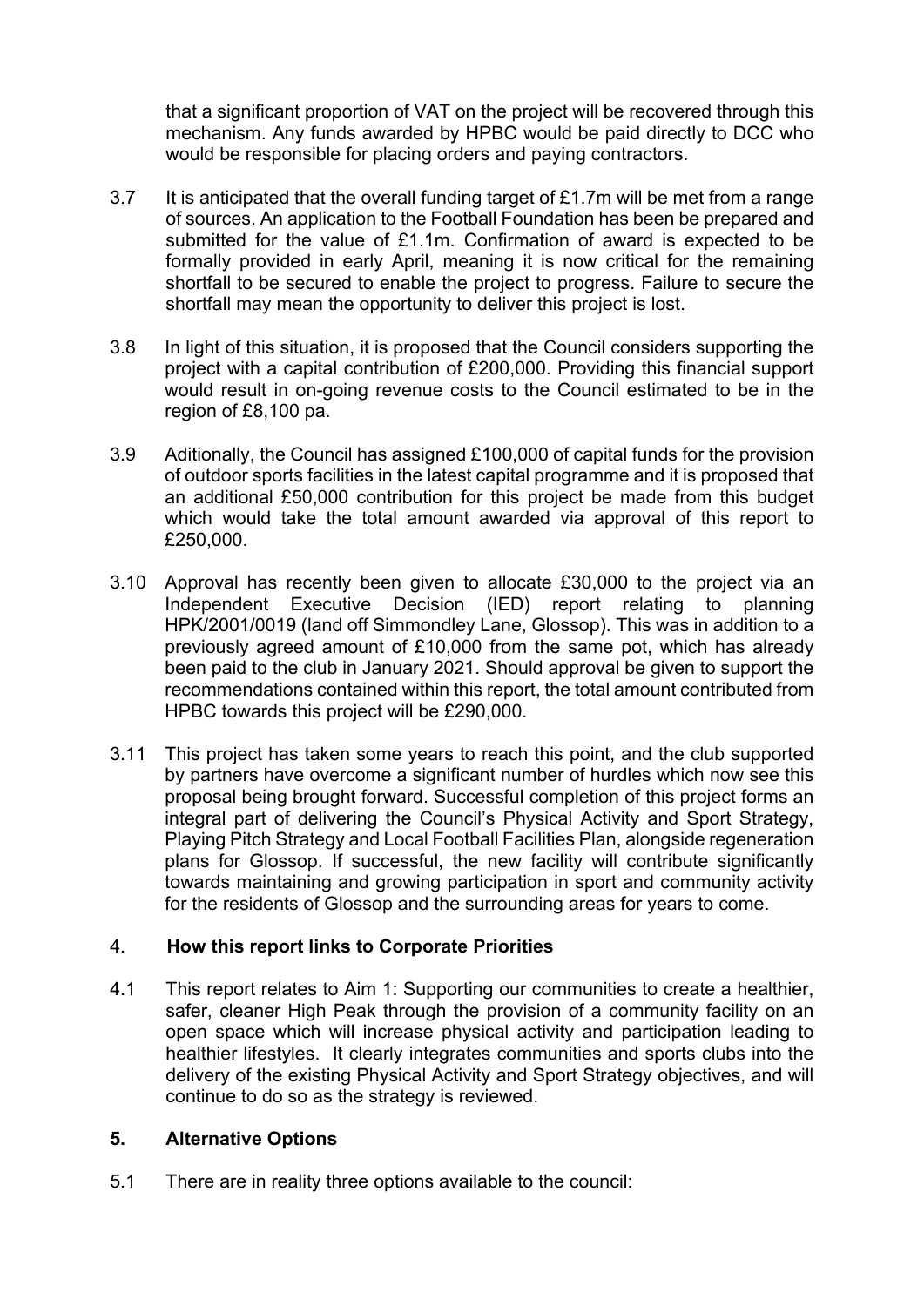that a significant proportion of VAT on the project will be recovered through this mechanism. Any funds awarded by HPBC would be paid directly to DCC who would be responsible for placing orders and paying contractors.

3.7 It is anticipated that the overall funding target of £1.7m will be met from a range of sources. An application to the Football Foundation has been be prepared and submitted for the value of £1.1m. Confirmation of award is expected to be formally provided in early April, meaning it is now critical for the remaining shortfall to be secured to enable the project to progress. Failure to secure the shortfall may mean the opportunity to deliver this project is lost.

3.8 In light of this situation, it is proposed that the Council considers supporting the project with a capital contribution of £200,000. Providing this financial support would result in on-going revenue costs to the Council estimated to be in the region of £8,100 pa.

3.9 Aditionally, the Council has assigned £100,000 of capital funds for the provision of outdoor sports facilities in the latest capital programme and it is proposed that an additional £50,000 contribution for this project be made from this budget which would take the total amount awarded via approval of this report to £250,000.

3.10 Approval has recently been given to allocate £30,000 to the project via an Independent Executive Decision (IED) report relating to planning HPK/2001/0019 (land off Simmondley Lane, Glossop). This was in addition to a previously agreed amount of £10,000 from the same pot, which has already been paid to the club in January 2021. Should approval be given to support the recommendations contained within this report, the total amount contributed from HPBC towards this project will be £290,000.

3.11 This project has taken some years to reach this point, and the club supported by partners have overcome a significant number of hurdles which now see this proposal being brought forward. Successful completion of this project forms an integral part of delivering the Council's Physical Activity and Sport Strategy, Playing Pitch Strategy and Local Football Facilities Plan, alongside regeneration plans for Glossop. If successful, the new facility will contribute significantly towards maintaining and growing participation in sport and community activity for the residents of Glossop and the surrounding areas for years to come.

## 4. How this report links to Corporate Priorities

4.1 This report relates to Aim 1: Supporting our communities to create a healthier, safer, cleaner High Peak through the provision of a community facility on an open space which will increase physical activity and participation leading to healthier lifestyles. It clearly integrates communities and sports clubs into the delivery of the existing Physical Activity and Sport Strategy objectives, and will continue to do so as the strategy is reviewed.

## 5. Alternative Options

5.1 There are in reality three options available to the council: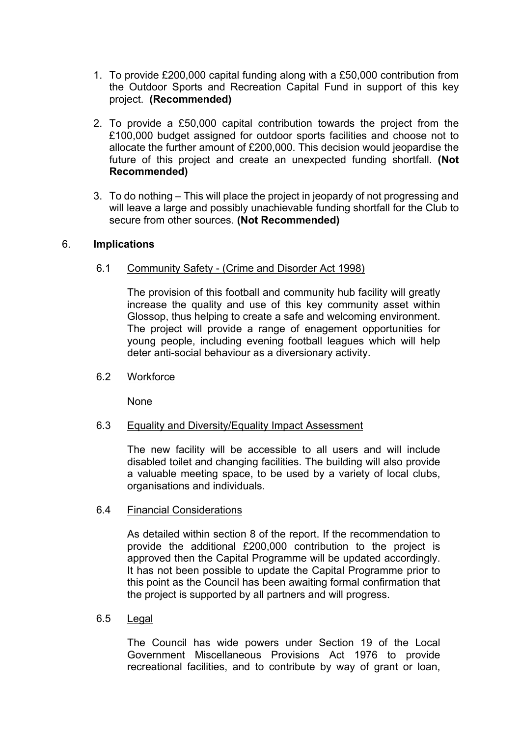1. To provide £200,000 capital funding along with a £50,000 contribution from the Outdoor Sports and Recreation Capital Fund in support of this key project. **(Recommended)**

2. To provide a £50,000 capital contribution towards the project from the £100,000 budget assigned for outdoor sports facilities and choose not to allocate the further amount of £200,000. This decision would jeopardise the future of this project and create an unexpected funding shortfall. **(Not Recommended)**

3. To do nothing – This will place the project in jeopardy of not progressing and will leave a large and possibly unachievable funding shortfall for the Club to secure from other sources. **(Not Recommended)**

## 6. Implications

### 6.1 Community Safety - (Crime and Disorder Act 1998)

The provision of this football and community hub facility will greatly increase the quality and use of this key community asset within Glossop, thus helping to create a safe and welcoming environment. The project will provide a range of enagement opportunities for young people, including evening football leagues which will help deter anti-social behaviour as a diversionary activity.

### 6.2 Workforce

None

### 6.3 Equality and Diversity/Equality Impact Assessment

The new facility will be accessible to all users and will include disabled toilet and changing facilities. The building will also provide a valuable meeting space, to be used by a variety of local clubs, organisations and individuals.

### 6.4 Financial Considerations

As detailed within section 8 of the report. If the recommendation to provide the additional £200,000 contribution to the project is approved then the Capital Programme will be updated accordingly. It has not been possible to update the Capital Programme prior to this point as the Council has been awaiting formal confirmation that the project is supported by all partners and will progress.

### 6.5 Legal

The Council has wide powers under Section 19 of the Local Government Miscellaneous Provisions Act 1976 to provide recreational facilities, and to contribute by way of grant or loan,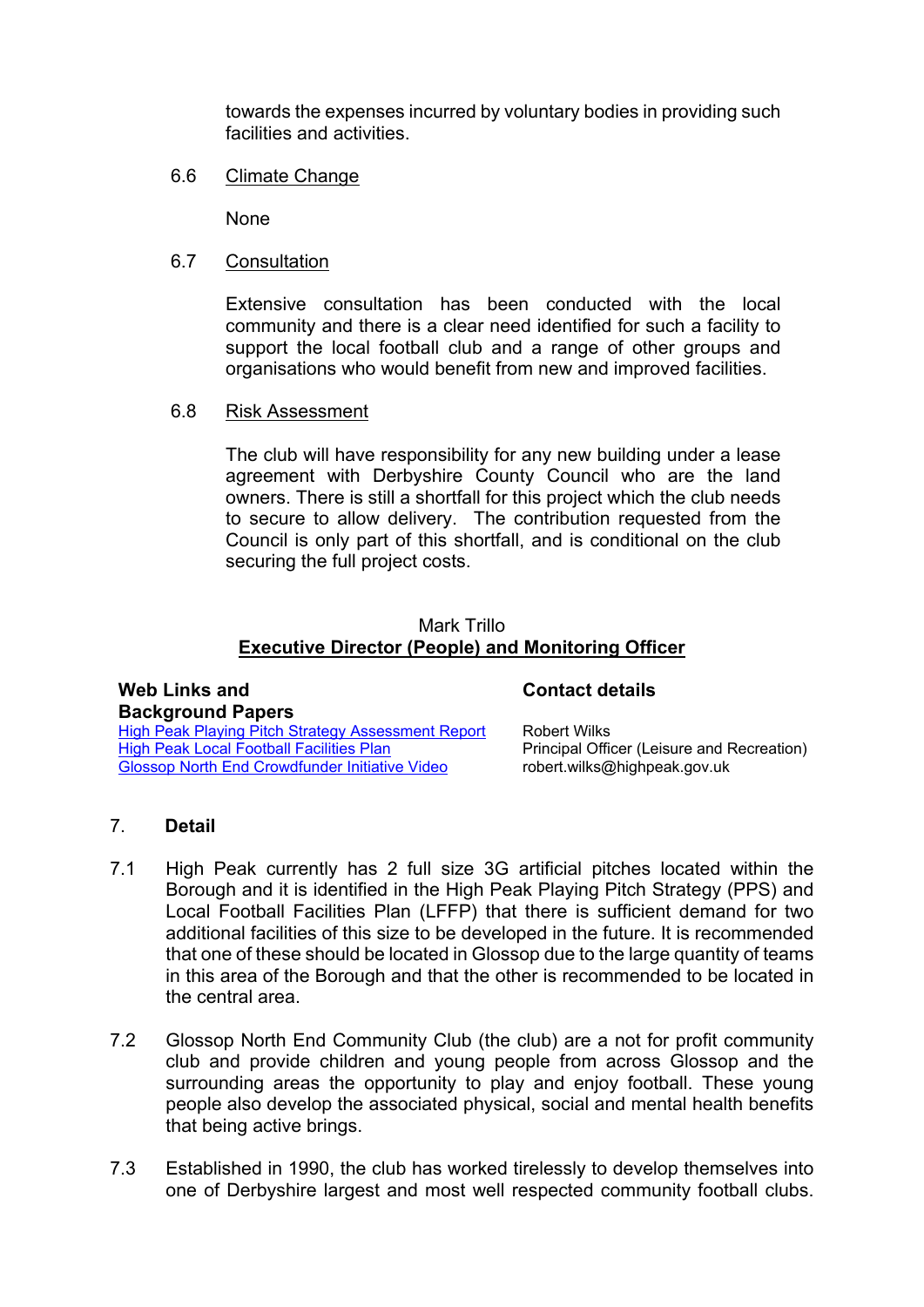towards the expenses incurred by voluntary bodies in providing such facilities and activities.

6.6 Climate Change

None

6.7 Consultation

Extensive consultation has been conducted with the local community and there is a clear need identified for such a facility to support the local football club and a range of other groups and organisations who would benefit from new and improved facilities.

6.8 Risk Assessment

The club will have responsibility for any new building under a lease agreement with Derbyshire County Council who are the land owners. There is still a shortfall for this project which the club needs to secure to allow delivery. The contribution requested from the Council is only part of this shortfall, and is conditional on the club securing the full project costs.

Mark Trillo
**Executive Director (People) and Monitoring Officer**

**Web Links and Background Papers**

[High Peak Playing Pitch Strategy Assessment Report]
[High Peak Local Football Facilities Plan]
[Glossop North End Crowdfunder Initiative Video]

**Contact details**

Robert Wilks
Principal Officer (Leisure and Recreation)
robert.wilks@highpeak.gov.uk

## 7. Detail

7.1 High Peak currently has 2 full size 3G artificial pitches located within the Borough and it is identified in the High Peak Playing Pitch Strategy (PPS) and Local Football Facilities Plan (LFFP) that there is sufficient demand for two additional facilities of this size to be developed in the future. It is recommended that one of these should be located in Glossop due to the large quantity of teams in this area of the Borough and that the other is recommended to be located in the central area.

7.2 Glossop North End Community Club (the club) are a not for profit community club and provide children and young people from across Glossop and the surrounding areas the opportunity to play and enjoy football. These young people also develop the associated physical, social and mental health benefits that being active brings.

7.3 Established in 1990, the club has worked tirelessly to develop themselves into one of Derbyshire largest and most well respected community football clubs.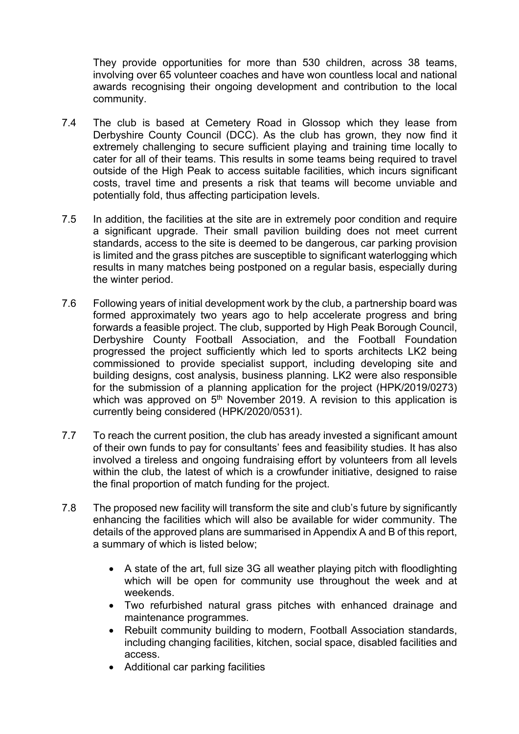They provide opportunities for more than 530 children, across 38 teams, involving over 65 volunteer coaches and have won countless local and national awards recognising their ongoing development and contribution to the local community.

7.4 The club is based at Cemetery Road in Glossop which they lease from Derbyshire County Council (DCC). As the club has grown, they now find it extremely challenging to secure sufficient playing and training time locally to cater for all of their teams. This results in some teams being required to travel outside of the High Peak to access suitable facilities, which incurs significant costs, travel time and presents a risk that teams will become unviable and potentially fold, thus affecting participation levels.

7.5 In addition, the facilities at the site are in extremely poor condition and require a significant upgrade. Their small pavilion building does not meet current standards, access to the site is deemed to be dangerous, car parking provision is limited and the grass pitches are susceptible to significant waterlogging which results in many matches being postponed on a regular basis, especially during the winter period.

7.6 Following years of initial development work by the club, a partnership board was formed approximately two years ago to help accelerate progress and bring forwards a feasible project. The club, supported by High Peak Borough Council, Derbyshire County Football Association, and the Football Foundation progressed the project sufficiently which led to sports architects LK2 being commissioned to provide specialist support, including developing site and building designs, cost analysis, business planning. LK2 were also responsible for the submission of a planning application for the project (HPK/2019/0273) which was approved on 5th November 2019. A revision to this application is currently being considered (HPK/2020/0531).

7.7 To reach the current position, the club has aready invested a significant amount of their own funds to pay for consultants' fees and feasibility studies. It has also involved a tireless and ongoing fundraising effort by volunteers from all levels within the club, the latest of which is a crowfunder initiative, designed to raise the final proportion of match funding for the project.

7.8 The proposed new facility will transform the site and club's future by significantly enhancing the facilities which will also be available for wider community. The details of the approved plans are summarised in Appendix A and B of this report, a summary of which is listed below;

- A state of the art, full size 3G all weather playing pitch with floodlighting which will be open for community use throughout the week and at weekends.
- Two refurbished natural grass pitches with enhanced drainage and maintenance programmes.
- Rebuilt community building to modern, Football Association standards, including changing facilities, kitchen, social space, disabled facilities and access.
- Additional car parking facilities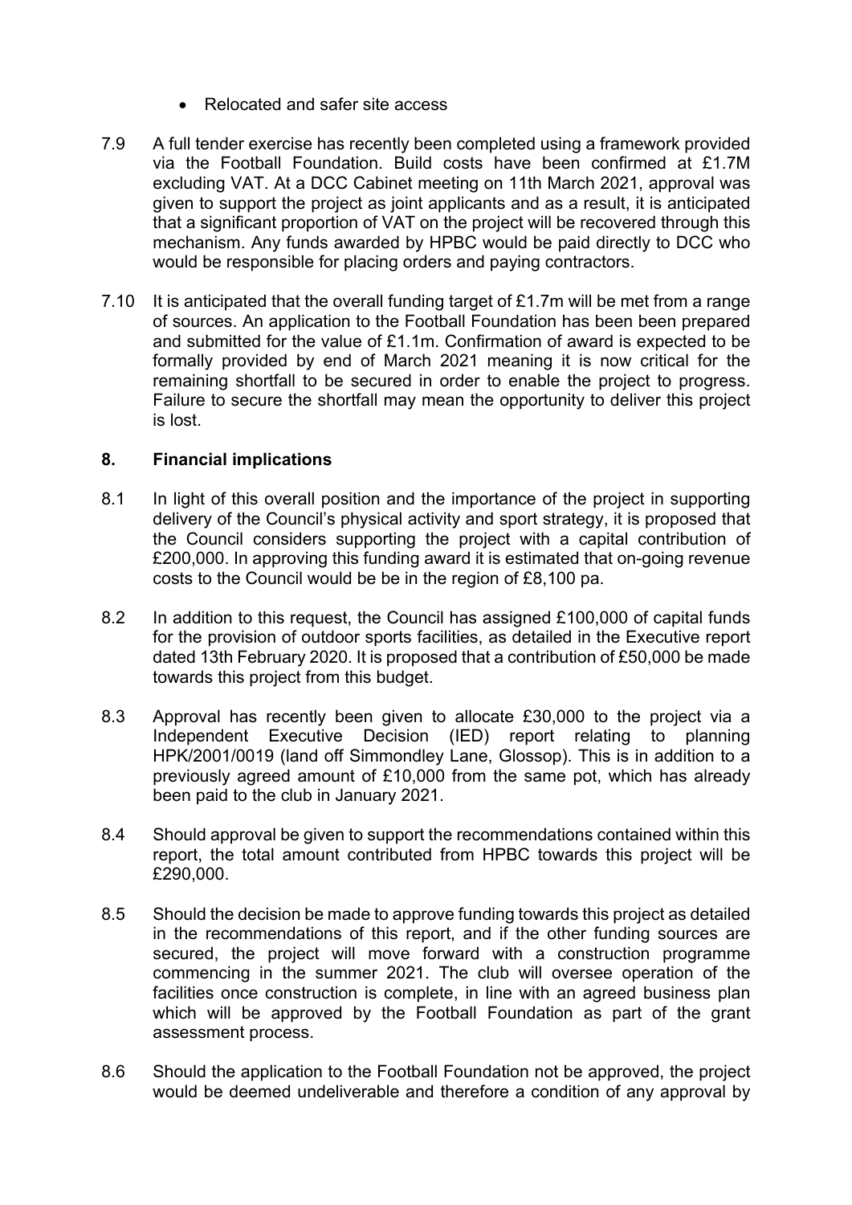- Relocated and safer site access

7.9 A full tender exercise has recently been completed using a framework provided via the Football Foundation. Build costs have been confirmed at £1.7M excluding VAT. At a DCC Cabinet meeting on 11th March 2021, approval was given to support the project as joint applicants and as a result, it is anticipated that a significant proportion of VAT on the project will be recovered through this mechanism. Any funds awarded by HPBC would be paid directly to DCC who would be responsible for placing orders and paying contractors.

7.10 It is anticipated that the overall funding target of £1.7m will be met from a range of sources. An application to the Football Foundation has been been prepared and submitted for the value of £1.1m. Confirmation of award is expected to be formally provided by end of March 2021 meaning it is now critical for the remaining shortfall to be secured in order to enable the project to progress. Failure to secure the shortfall may mean the opportunity to deliver this project is lost.

## 8. Financial implications

8.1 In light of this overall position and the importance of the project in supporting delivery of the Council's physical activity and sport strategy, it is proposed that the Council considers supporting the project with a capital contribution of £200,000. In approving this funding award it is estimated that on-going revenue costs to the Council would be be in the region of £8,100 pa.

8.2 In addition to this request, the Council has assigned £100,000 of capital funds for the provision of outdoor sports facilities, as detailed in the Executive report dated 13th February 2020. It is proposed that a contribution of £50,000 be made towards this project from this budget.

8.3 Approval has recently been given to allocate £30,000 to the project via a Independent Executive Decision (IED) report relating to planning HPK/2001/0019 (land off Simmondley Lane, Glossop). This is in addition to a previously agreed amount of £10,000 from the same pot, which has already been paid to the club in January 2021.

8.4 Should approval be given to support the recommendations contained within this report, the total amount contributed from HPBC towards this project will be £290,000.

8.5 Should the decision be made to approve funding towards this project as detailed in the recommendations of this report, and if the other funding sources are secured, the project will move forward with a construction programme commencing in the summer 2021. The club will oversee operation of the facilities once construction is complete, in line with an agreed business plan which will be approved by the Football Foundation as part of the grant assessment process.

8.6 Should the application to the Football Foundation not be approved, the project would be deemed undeliverable and therefore a condition of any approval by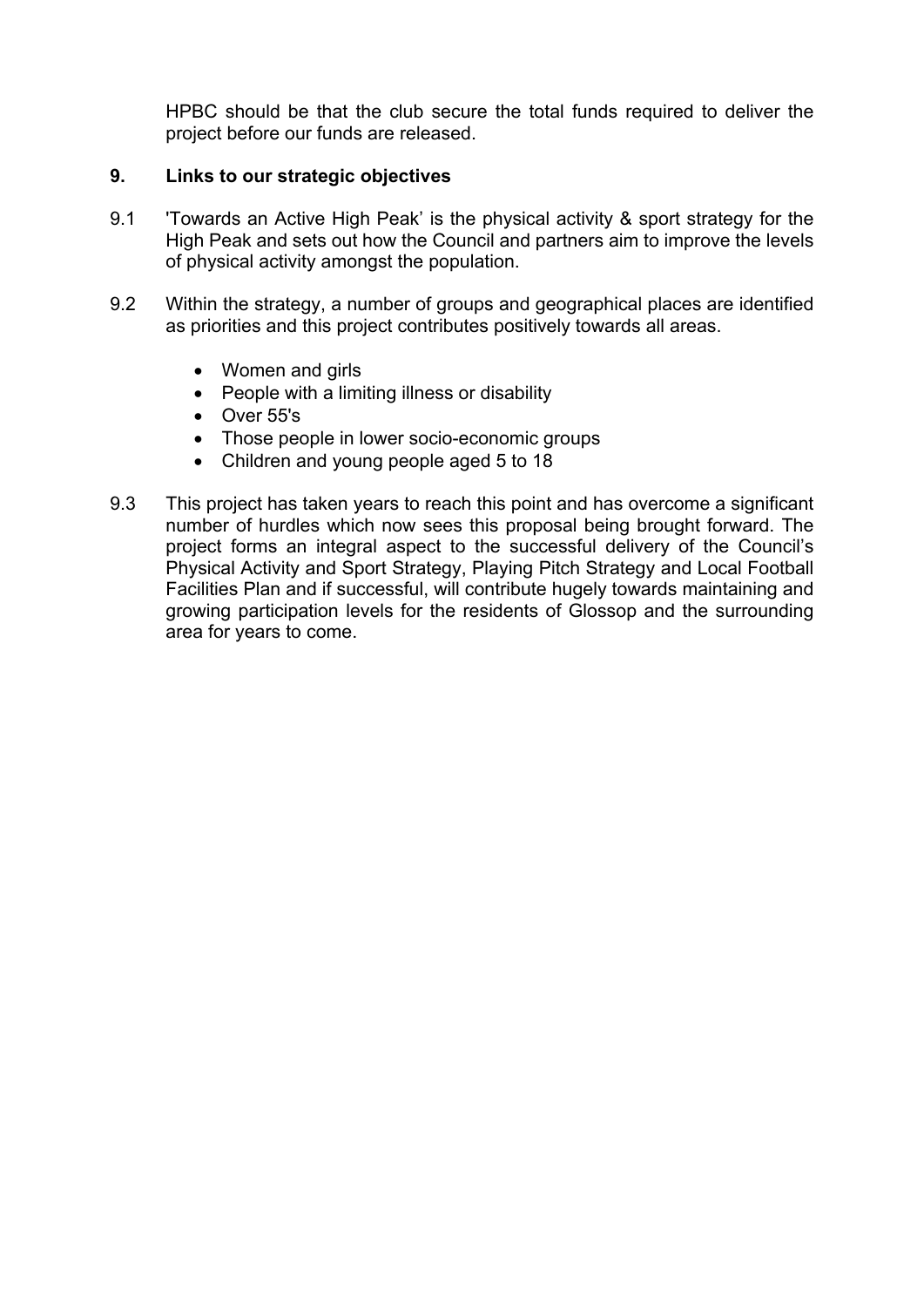HPBC should be that the club secure the total funds required to deliver the project before our funds are released.

## 9. Links to our strategic objectives

9.1 'Towards an Active High Peak' is the physical activity & sport strategy for the High Peak and sets out how the Council and partners aim to improve the levels of physical activity amongst the population.

9.2 Within the strategy, a number of groups and geographical places are identified as priorities and this project contributes positively towards all areas.

- Women and girls
- People with a limiting illness or disability
- Over 55's
- Those people in lower socio-economic groups
- Children and young people aged 5 to 18

9.3 This project has taken years to reach this point and has overcome a significant number of hurdles which now sees this proposal being brought forward. The project forms an integral aspect to the successful delivery of the Council's Physical Activity and Sport Strategy, Playing Pitch Strategy and Local Football Facilities Plan and if successful, will contribute hugely towards maintaining and growing participation levels for the residents of Glossop and the surrounding area for years to come.